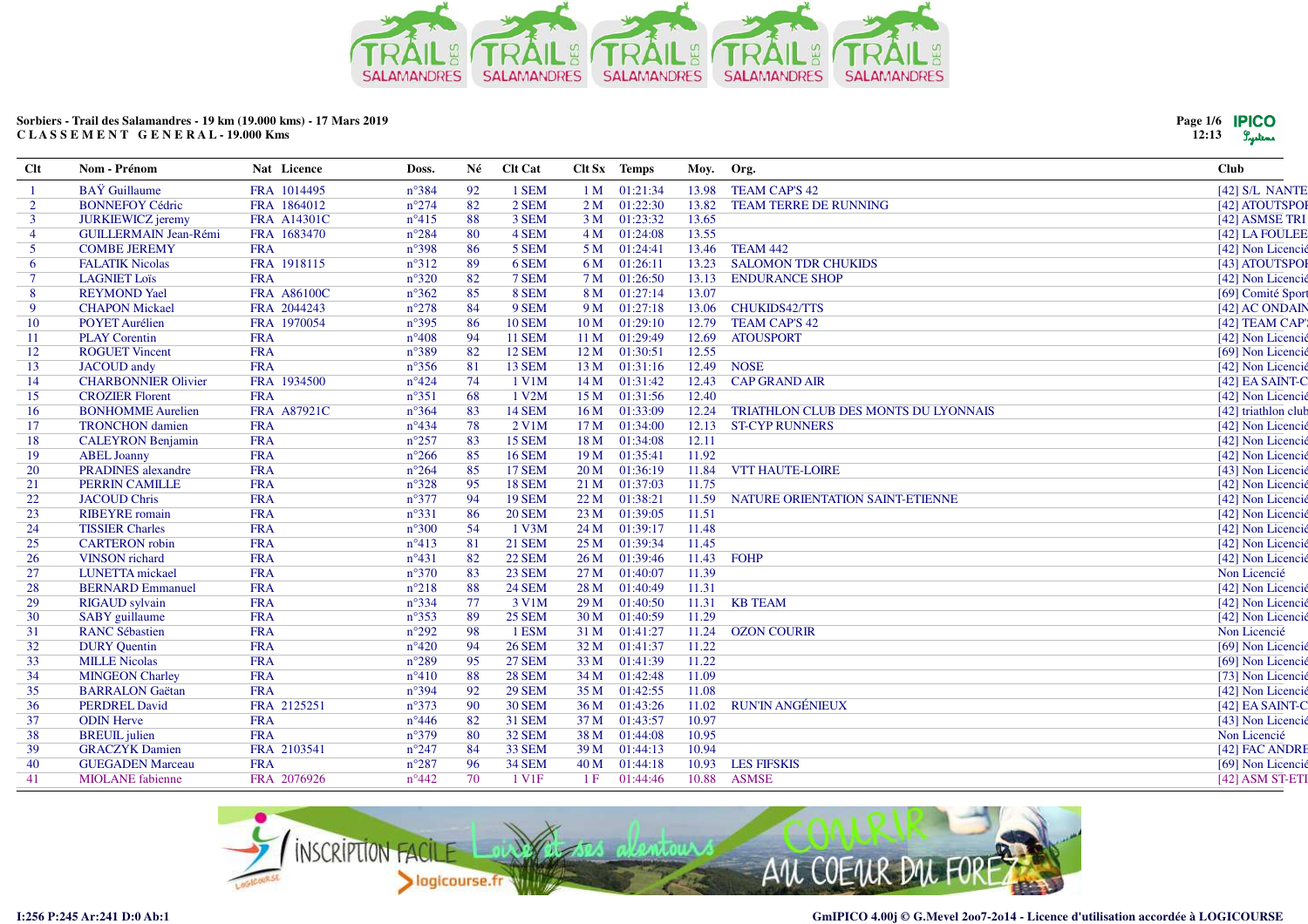**Sorbiers - Trail des Salamandres - 19 km (19.000 kms) - 17 Mars 2019**
**C L A S S E M E N T   G E N E R A L - 19.000 Kms**

| Clt | Nom - Prénom | Nat | Licence | Doss. | Né | Clt Cat | Clt Sx | Temps | Moy. | Org. | Club |
|---|---|---|---|---|---|---|---|---|---|---|---|
| 1 | BAŸ Guillaume | FRA | 1014495 | n°384 | 92 | 1 SEM | 1 M | 01:21:34 | 13.98 | TEAM CAP'S 42 | [42] S/L NANTE |
| 2 | BONNEFOY Cédric | FRA | 1864012 | n°274 | 82 | 2 SEM | 2 M | 01:22:30 | 13.82 | TEAM TERRE DE RUNNING | [42] ATOUTSPOI |
| 3 | JURKIEWICZ jeremy | FRA | A14301C | n°415 | 88 | 3 SEM | 3 M | 01:23:32 | 13.65 | | [42] ASMSE TRI |
| 4 | GUILLERMAIN Jean-Rémi | FRA | 1683470 | n°284 | 80 | 4 SEM | 4 M | 01:24:08 | 13.55 | | [42] LA FOULEE |
| 5 | COMBE JEREMY | FRA | | n°398 | 86 | 5 SEM | 5 M | 01:24:41 | 13.46 | TEAM 442 | [42] Non Licencié |
| 6 | FALATIK Nicolas | FRA | 1918115 | n°312 | 89 | 6 SEM | 6 M | 01:26:11 | 13.23 | SALOMON TDR CHUKIDS | [43] ATOUTSPOI |
| 7 | LAGNIET Loïs | FRA | | n°320 | 82 | 7 SEM | 7 M | 01:26:50 | 13.13 | ENDURANCE SHOP | [42] Non Licencié |
| 8 | REYMOND Yael | FRA | A86100C | n°362 | 85 | 8 SEM | 8 M | 01:27:14 | 13.07 | | [69] Comité Sport |
| 9 | CHAPON Mickael | FRA | 2044243 | n°278 | 84 | 9 SEM | 9 M | 01:27:18 | 13.06 | CHUKIDS42/TTS | [42] AC ONDAIN |
| 10 | POYET Aurélien | FRA | 1970054 | n°395 | 86 | 10 SEM | 10 M | 01:29:10 | 12.79 | TEAM CAP'S 42 | [42] TEAM CAP' |
| 11 | PLAY Corentin | FRA | | n°408 | 94 | 11 SEM | 11 M | 01:29:49 | 12.69 | ATOUSPORT | [42] Non Licencié |
| 12 | ROGUET Vincent | FRA | | n°389 | 82 | 12 SEM | 12 M | 01:30:51 | 12.55 | | [69] Non Licencié |
| 13 | JACOUD andy | FRA | | n°356 | 81 | 13 SEM | 13 M | 01:31:16 | 12.49 | NOSE | [42] Non Licencié |
| 14 | CHARBONNIER Olivier | FRA | 1934500 | n°424 | 74 | 1 V1M | 14 M | 01:31:42 | 12.43 | CAP GRAND AIR | [42] EA SAINT-C |
| 15 | CROZIER Florent | FRA | | n°351 | 68 | 1 V2M | 15 M | 01:31:56 | 12.40 | | [42] Non Licencié |
| 16 | BONHOMME Aurelien | FRA | A87921C | n°364 | 83 | 14 SEM | 16 M | 01:33:09 | 12.24 | TRIATHLON CLUB DES MONTS DU LYONNAIS | [42] triathlon club |
| 17 | TRONCHON damien | FRA | | n°434 | 78 | 2 V1M | 17 M | 01:34:00 | 12.13 | ST-CYP RUNNERS | [42] Non Licencié |
| 18 | CALEYRON Benjamin | FRA | | n°257 | 83 | 15 SEM | 18 M | 01:34:08 | 12.11 | | [42] Non Licencié |
| 19 | ABEL Joanny | FRA | | n°266 | 85 | 16 SEM | 19 M | 01:35:41 | 11.92 | | [42] Non Licencié |
| 20 | PRADINES alexandre | FRA | | n°264 | 85 | 17 SEM | 20 M | 01:36:19 | 11.84 | VTT HAUTE-LOIRE | [43] Non Licencié |
| 21 | PERRIN CAMILLE | FRA | | n°328 | 95 | 18 SEM | 21 M | 01:37:03 | 11.75 | | [42] Non Licencié |
| 22 | JACOUD Chris | FRA | | n°377 | 94 | 19 SEM | 22 M | 01:38:21 | 11.59 | NATURE ORIENTATION SAINT-ETIENNE | [42] Non Licencié |
| 23 | RIBEYRE romain | FRA | | n°331 | 86 | 20 SEM | 23 M | 01:39:05 | 11.51 | | [42] Non Licencié |
| 24 | TISSIER Charles | FRA | | n°300 | 54 | 1 V3M | 24 M | 01:39:17 | 11.48 | | [42] Non Licencié |
| 25 | CARTERON robin | FRA | | n°413 | 81 | 21 SEM | 25 M | 01:39:34 | 11.45 | | [42] Non Licencié |
| 26 | VINSON richard | FRA | | n°431 | 82 | 22 SEM | 26 M | 01:39:46 | 11.43 | FOHP | [42] Non Licencié |
| 27 | LUNETTA mickael | FRA | | n°370 | 83 | 23 SEM | 27 M | 01:40:07 | 11.39 | | Non Licencié |
| 28 | BERNARD Emmanuel | FRA | | n°218 | 88 | 24 SEM | 28 M | 01:40:49 | 11.31 | | [42] Non Licencié |
| 29 | RIGAUD sylvain | FRA | | n°334 | 77 | 3 V1M | 29 M | 01:40:50 | 11.31 | KB TEAM | [42] Non Licencié |
| 30 | SABY guillaume | FRA | | n°353 | 89 | 25 SEM | 30 M | 01:40:59 | 11.29 | | [42] Non Licencié |
| 31 | RANC Sébastien | FRA | | n°292 | 98 | 1 ESM | 31 M | 01:41:27 | 11.24 | OZON COURIR | Non Licencié |
| 32 | DURY Quentin | FRA | | n°420 | 94 | 26 SEM | 32 M | 01:41:37 | 11.22 | | [69] Non Licencié |
| 33 | MILLE Nicolas | FRA | | n°289 | 95 | 27 SEM | 33 M | 01:41:39 | 11.22 | | [69] Non Licencié |
| 34 | MINGEON Charley | FRA | | n°410 | 88 | 28 SEM | 34 M | 01:42:48 | 11.09 | | [73] Non Licencié |
| 35 | BARRALON Gaëtan | FRA | | n°394 | 92 | 29 SEM | 35 M | 01:42:55 | 11.08 | | [42] Non Licencié |
| 36 | PERDREL David | FRA | 2125251 | n°373 | 90 | 30 SEM | 36 M | 01:43:26 | 11.02 | RUN'IN ANGÉNIEUX | [42] EA SAINT-C |
| 37 | ODIN Herve | FRA | | n°446 | 82 | 31 SEM | 37 M | 01:43:57 | 10.97 | | [43] Non Licencié |
| 38 | BREUIL julien | FRA | | n°379 | 80 | 32 SEM | 38 M | 01:44:08 | 10.95 | | Non Licencié |
| 39 | GRACZYK Damien | FRA | 2103541 | n°247 | 84 | 33 SEM | 39 M | 01:44:13 | 10.94 | | [42] FAC ANDRE |
| 40 | GUEGADEN Marceau | FRA | | n°287 | 96 | 34 SEM | 40 M | 01:44:18 | 10.93 | LES FIFSKIS | [69] Non Licencié |
| 41 | MIOLANE fabienne | FRA | 2076926 | n°442 | 70 | 1 V1F | 1 F | 01:44:46 | 10.88 | ASMSE | [42] ASM ST-ETI |

I:256 P:245 Ar:241 D:0 Ab:1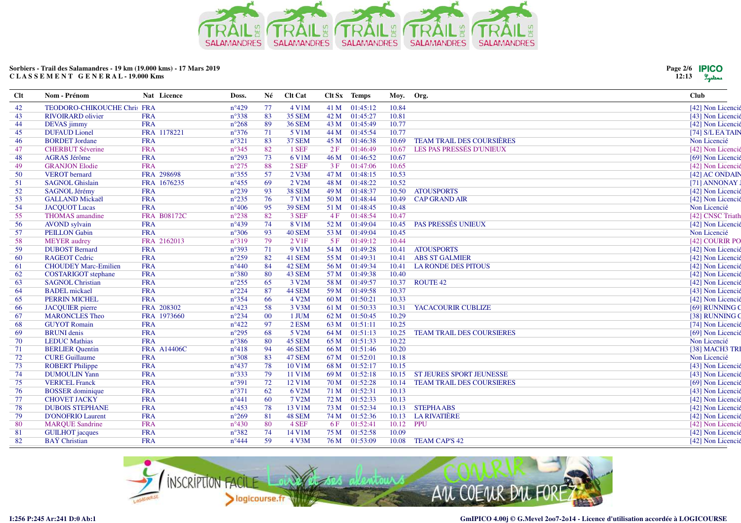**Sorbiers - Trail des Salamandres - 19 km (19.000 kms) - 17 Mars 2019**
**C L A S S E M E N T G E N E R A L - 19.000 Kms**

| Clt | Nom - Prénom | Nat | Licence | Doss. | Né | Clt Cat | Clt Sx | Temps | Moy. | Org. | Club |
|---|---|---|---|---|---|---|---|---|---|---|---|
| 42 | TEODORO-CHIKOUCHE Chris | FRA | | n°429 | 77 | 4 V1M | 41 M | 01:45:12 | 10.84 | | [42] Non Licencié |
| 43 | RIVOIRARD olivier | FRA | | n°338 | 83 | 35 SEM | 42 M | 01:45:27 | 10.81 | | [43] Non Licencié |
| 44 | DEVAS jimmy | FRA | | n°268 | 89 | 36 SEM | 43 M | 01:45:49 | 10.77 | | [42] Non Licencié |
| 45 | DUFAUD Lionel | FRA | 1178221 | n°376 | 71 | 5 V1M | 44 M | 01:45:54 | 10.77 | | [74] S/L EA TAIN |
| 46 | BORDET Jordane | FRA | | n°321 | 83 | 37 SEM | 45 M | 01:46:38 | 10.69 | TEAM TRAIL DES COURSIÈRES | Non Licencié |
| 47 | CHERBUT Séverine | FRA | | n°345 | 82 | 1 SEF | 2 F | 01:46:49 | 10.67 | LES PAS PRESSÉS D'UNIEUX | [42] Non Licencié |
| 48 | AGRAS Jérôme | FRA | | n°293 | 73 | 6 V1M | 46 M | 01:46:52 | 10.67 | | [69] Non Licencié |
| 49 | GRANJON Elodie | FRA | | n°275 | 88 | 2 SEF | 3 F | 01:47:06 | 10.65 | | [42] Non Licencié |
| 50 | VEROT bernard | FRA | 298698 | n°355 | 57 | 2 V3M | 47 M | 01:48:15 | 10.53 | | [42] AC ONDAIN |
| 51 | SAGNOL Ghislain | FRA | 1676235 | n°455 | 69 | 2 V2M | 48 M | 01:48:22 | 10.52 | | [71] ANNONAY J |
| 52 | SAGNOL Jérémy | FRA | | n°239 | 93 | 38 SEM | 49 M | 01:48:37 | 10.50 | ATOUSPORTS | [42] Non Licencié |
| 53 | GALLAND Mickaël | FRA | | n°235 | 76 | 7 V1M | 50 M | 01:48:44 | 10.49 | CAP GRAND AIR | [42] Non Licencié |
| 54 | JACQUOT Lucas | FRA | | n°406 | 95 | 39 SEM | 51 M | 01:48:45 | 10.48 | | Non Licencié |
| 55 | THOMAS amandine | FRA | B08172C | n°238 | 82 | 3 SEF | 4 F | 01:48:54 | 10.47 | | [42] CNSC Triath |
| 56 | AVOND sylvain | FRA | | n°439 | 74 | 8 V1M | 52 M | 01:49:04 | 10.45 | PAS PRESSÉS UNIEUX | [42] Non Licencié |
| 57 | PEILLON Gabin | FRA | | n°306 | 93 | 40 SEM | 53 M | 01:49:04 | 10.45 | | Non Licencié |
| 58 | MEYER audrey | FRA | 2162013 | n°319 | 79 | 2 V1F | 5 F | 01:49:12 | 10.44 | | [42] COURIR PO |
| 59 | DUBOST Bernard | FRA | | n°393 | 71 | 9 V1M | 54 M | 01:49:28 | 10.41 | ATOUSPORTS | [42] Non Licencié |
| 60 | RAGEOT Cedric | FRA | | n°259 | 82 | 41 SEM | 55 M | 01:49:31 | 10.41 | ABS ST GALMIER | [42] Non Licencié |
| 61 | CHOUDEY Marc-Emilien | FRA | | n°440 | 84 | 42 SEM | 56 M | 01:49:34 | 10.41 | LA RONDE DES PITOUS | [42] Non Licencié |
| 62 | COSTARIGOT stephane | FRA | | n°380 | 80 | 43 SEM | 57 M | 01:49:38 | 10.40 | | [42] Non Licencié |
| 63 | SAGNOL Christian | FRA | | n°255 | 65 | 3 V2M | 58 M | 01:49:57 | 10.37 | ROUTE 42 | [42] Non Licencié |
| 64 | BADEL mickael | FRA | | n°224 | 87 | 44 SEM | 59 M | 01:49:58 | 10.37 | | [43] Non Licencié |
| 65 | PERRIN MICHEL | FRA | | n°354 | 66 | 4 V2M | 60 M | 01:50:21 | 10.33 | | [42] Non Licencié |
| 66 | JACQUIER pierre | FRA | 208302 | n°423 | 58 | 3 V3M | 61 M | 01:50:33 | 10.31 | YACACOURIR CUBLIZE | [69] RUNNING C |
| 67 | MARONCLES Theo | FRA | 1973660 | n°234 | 00 | 1 JUM | 62 M | 01:50:45 | 10.29 | | [38] RUNNING C |
| 68 | GUYOT Romain | FRA | | n°422 | 97 | 2 ESM | 63 M | 01:51:11 | 10.25 | | [74] Non Licencié |
| 69 | BRUNI denis | FRA | | n°295 | 68 | 5 V2M | 64 M | 01:51:13 | 10.25 | TEAM TRAIL DES COURSIERES | [69] Non Licencié |
| 70 | LEDUC Mathias | FRA | | n°386 | 80 | 45 SEM | 65 M | 01:51:33 | 10.22 | | Non Licencié |
| 71 | BERLIER Quentin | FRA | A14406C | n°418 | 94 | 46 SEM | 66 M | 01:51:46 | 10.20 | | [38] MACH3 TRI |
| 72 | CURE Guillaume | FRA | | n°308 | 83 | 47 SEM | 67 M | 01:52:01 | 10.18 | | Non Licencié |
| 73 | ROBERT Philippe | FRA | | n°437 | 78 | 10 V1M | 68 M | 01:52:17 | 10.15 | | [43] Non Licencié |
| 74 | DUMOULIN Yann | FRA | | n°333 | 79 | 11 V1M | 69 M | 01:52:18 | 10.15 | ST JEURES SPORT JEUNESSE | [43] Non Licencié |
| 75 | VERICEL Franck | FRA | | n°391 | 72 | 12 V1M | 70 M | 01:52:28 | 10.14 | TEAM TRAIL DES COURSIERES | [69] Non Licencié |
| 76 | BOSSER dominique | FRA | | n°371 | 62 | 6 V2M | 71 M | 01:52:31 | 10.13 | | [43] Non Licencié |
| 77 | CHOVET JACKY | FRA | | n°441 | 60 | 7 V2M | 72 M | 01:52:33 | 10.13 | | [42] Non Licencié |
| 78 | DUBOIS STEPHANE | FRA | | n°453 | 78 | 13 V1M | 73 M | 01:52:34 | 10.13 | STEPHA ABS | [42] Non Licencié |
| 79 | D'ONOFRIO Laurent | FRA | | n°269 | 81 | 48 SEM | 74 M | 01:52:36 | 10.13 | LA RIVATIÈRE | [42] Non Licencié |
| 80 | MARQUE Sandrine | FRA | | n°430 | 80 | 4 SEF | 6 F | 01:52:41 | 10.12 | PPU | [42] Non Licencié |
| 81 | GUILHOT jacques | FRA | | n°382 | 74 | 14 V1M | 75 M | 01:52:58 | 10.09 | | [42] Non Licencié |
| 82 | BAY Christian | FRA | | n°444 | 59 | 4 V3M | 76 M | 01:53:09 | 10.08 | TEAM CAP'S 42 | [42] Non Licencié |

I:256 P:245 Ar:241 D:0 Ab:1

GmIPICO 4.00j © G.Mevel 2oo7-2o14 - Licence d'utilisation accordée à LOGICOURSE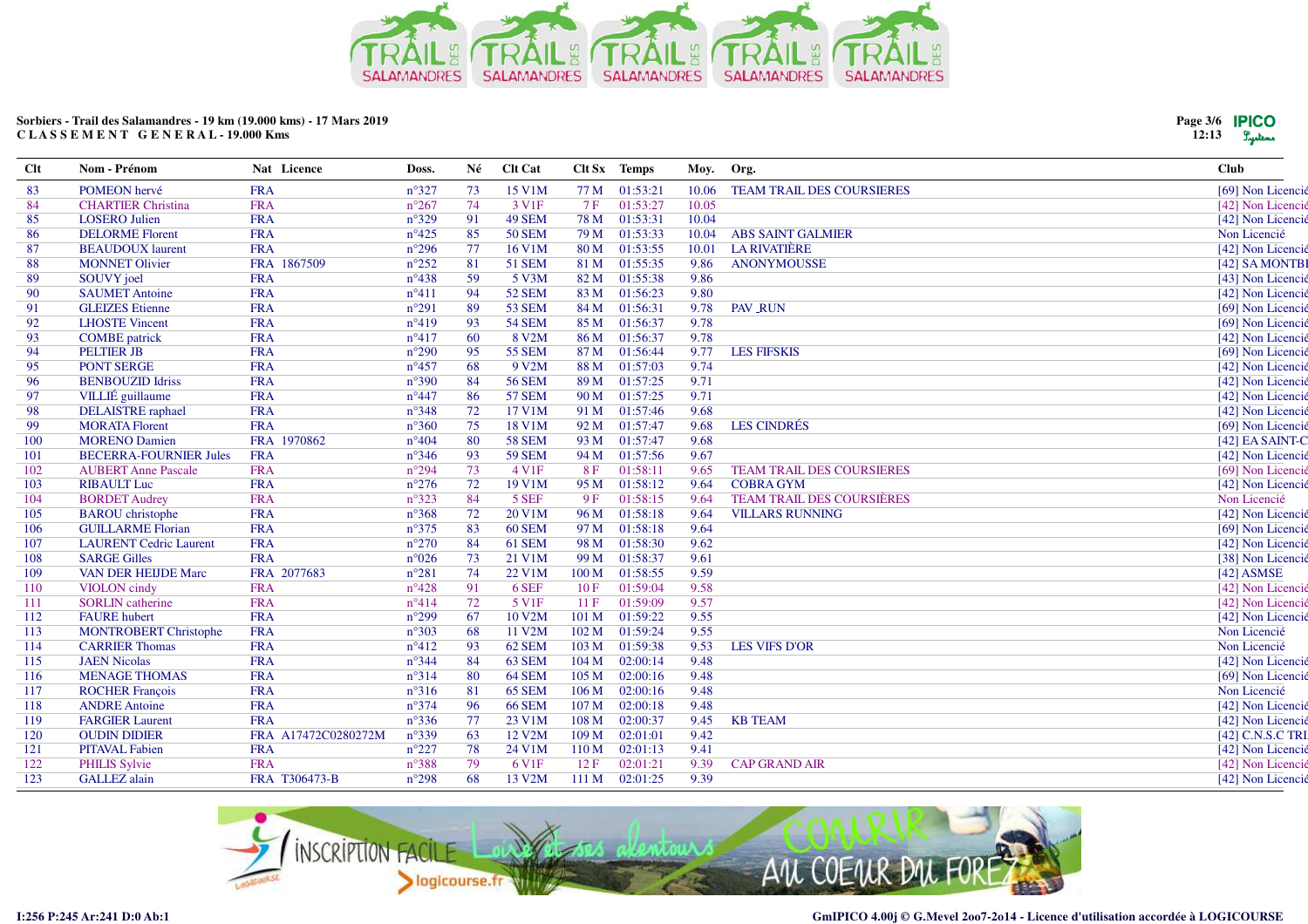Sorbiers - Trail des Salamandres - 19 km (19.000 kms) - 17 Mars 2019
CLASSEMENT GENERAL - 19.000 Kms

| Clt | Nom - Prénom | Nat | Licence | Doss. | Né | Clt Cat | Clt Sx | Temps | Moy. | Org. | Club |
|---|---|---|---|---|---|---|---|---|---|---|---|
| 83 | POMEON hervé | FRA | | n°327 | 73 | 15 V1M | 77 M | 01:53:21 | 10.06 | TEAM TRAIL DES COURSIERES | [69] Non Licencié |
| 84 | CHARTIER Christina | FRA | | n°267 | 74 | 3 V1F | 7 F | 01:53:27 | 10.05 | | [42] Non Licencié |
| 85 | LOSERO Julien | FRA | | n°329 | 91 | 49 SEM | 78 M | 01:53:31 | 10.04 | | [42] Non Licencié |
| 86 | DELORME Florent | FRA | | n°425 | 85 | 50 SEM | 79 M | 01:53:33 | 10.04 | ABS SAINT GALMIER | Non Licencié |
| 87 | BEAUDOUX laurent | FRA | | n°296 | 77 | 16 V1M | 80 M | 01:53:55 | 10.01 | LA RIVATIÈRE | [42] Non Licencié |
| 88 | MONNET Olivier | FRA | 1867509 | n°252 | 81 | 51 SEM | 81 M | 01:55:35 | 9.86 | ANONYMOUSSE | [42] SA MONTBI |
| 89 | SOUVY joel | FRA | | n°438 | 59 | 5 V3M | 82 M | 01:55:38 | 9.86 | | [43] Non Licencié |
| 90 | SAUMET Antoine | FRA | | n°411 | 94 | 52 SEM | 83 M | 01:56:23 | 9.80 | | [42] Non Licencié |
| 91 | GLEIZES Etienne | FRA | | n°291 | 89 | 53 SEM | 84 M | 01:56:31 | 9.78 | PAV_RUN | [69] Non Licencié |
| 92 | LHOSTE Vincent | FRA | | n°419 | 93 | 54 SEM | 85 M | 01:56:37 | 9.78 | | [69] Non Licencié |
| 93 | COMBE patrick | FRA | | n°417 | 60 | 8 V2M | 86 M | 01:56:37 | 9.78 | | [42] Non Licencié |
| 94 | PELTIER JB | FRA | | n°290 | 95 | 55 SEM | 87 M | 01:56:44 | 9.77 | LES FIFSKIS | [69] Non Licencié |
| 95 | PONT SERGE | FRA | | n°457 | 68 | 9 V2M | 88 M | 01:57:03 | 9.74 | | [42] Non Licencié |
| 96 | BENBOUZID Idriss | FRA | | n°390 | 84 | 56 SEM | 89 M | 01:57:25 | 9.71 | | [42] Non Licencié |
| 97 | VILLIÉ guillaume | FRA | | n°447 | 86 | 57 SEM | 90 M | 01:57:25 | 9.71 | | [42] Non Licencié |
| 98 | DELAISTRE raphael | FRA | | n°348 | 72 | 17 V1M | 91 M | 01:57:46 | 9.68 | | [42] Non Licencié |
| 99 | MORATA Florent | FRA | | n°360 | 75 | 18 V1M | 92 M | 01:57:47 | 9.68 | LES CINDRÉS | [69] Non Licencié |
| 100 | MORENO Damien | FRA | 1970862 | n°404 | 80 | 58 SEM | 93 M | 01:57:47 | 9.68 | | [42] EA SAINT-C |
| 101 | BECERRA-FOURNIER Jules | FRA | | n°346 | 93 | 59 SEM | 94 M | 01:57:56 | 9.67 | | [42] Non Licencié |
| 102 | AUBERT Anne Pascale | FRA | | n°294 | 73 | 4 V1F | 8 F | 01:58:11 | 9.65 | TEAM TRAIL DES COURSIERES | [69] Non Licencié |
| 103 | RIBAULT Luc | FRA | | n°276 | 72 | 19 V1M | 95 M | 01:58:12 | 9.64 | COBRA GYM | [42] Non Licencié |
| 104 | BORDET Audrey | FRA | | n°323 | 84 | 5 SEF | 9 F | 01:58:15 | 9.64 | TEAM TRAIL DES COURSIÈRES | Non Licencié |
| 105 | BAROU christophe | FRA | | n°368 | 72 | 20 V1M | 96 M | 01:58:18 | 9.64 | VILLARS RUNNING | [42] Non Licencié |
| 106 | GUILLARME Florian | FRA | | n°375 | 83 | 60 SEM | 97 M | 01:58:18 | 9.64 | | [69] Non Licencié |
| 107 | LAURENT Cedric Laurent | FRA | | n°270 | 84 | 61 SEM | 98 M | 01:58:30 | 9.62 | | [42] Non Licencié |
| 108 | SARGE Gilles | FRA | | n°026 | 73 | 21 V1M | 99 M | 01:58:37 | 9.61 | | [38] Non Licencié |
| 109 | VAN DER HEIJDE Marc | FRA | 2077683 | n°281 | 74 | 22 V1M | 100 M | 01:58:55 | 9.59 | | [42] ASMSE |
| 110 | VIOLON cindy | FRA | | n°428 | 91 | 6 SEF | 10 F | 01:59:04 | 9.58 | | [42] Non Licencié |
| 111 | SORLIN catherine | FRA | | n°414 | 72 | 5 V1F | 11 F | 01:59:09 | 9.57 | | [42] Non Licencié |
| 112 | FAURE hubert | FRA | | n°299 | 67 | 10 V2M | 101 M | 01:59:22 | 9.55 | | [42] Non Licencié |
| 113 | MONTROBERT Christophe | FRA | | n°303 | 68 | 11 V2M | 102 M | 01:59:24 | 9.55 | | Non Licencié |
| 114 | CARRIER Thomas | FRA | | n°412 | 93 | 62 SEM | 103 M | 01:59:38 | 9.53 | LES VIFS D'OR | Non Licencié |
| 115 | JAEN Nicolas | FRA | | n°344 | 84 | 63 SEM | 104 M | 02:00:14 | 9.48 | | [42] Non Licencié |
| 116 | MENAGE THOMAS | FRA | | n°314 | 80 | 64 SEM | 105 M | 02:00:16 | 9.48 | | [69] Non Licencié |
| 117 | ROCHER François | FRA | | n°316 | 81 | 65 SEM | 106 M | 02:00:16 | 9.48 | | Non Licencié |
| 118 | ANDRE Antoine | FRA | | n°374 | 96 | 66 SEM | 107 M | 02:00:18 | 9.48 | | [42] Non Licencié |
| 119 | FARGIER Laurent | FRA | | n°336 | 77 | 23 V1M | 108 M | 02:00:37 | 9.45 | KB TEAM | [42] Non Licencié |
| 120 | OUDIN DIDIER | FRA | A17472C0280272M | n°339 | 63 | 12 V2M | 109 M | 02:01:01 | 9.42 | | [42] C.N.S.C TRI |
| 121 | PITAVAL Fabien | FRA | | n°227 | 78 | 24 V1M | 110 M | 02:01:13 | 9.41 | | [42] Non Licencié |
| 122 | PHILIS Sylvie | FRA | | n°388 | 79 | 6 V1F | 12 F | 02:01:21 | 9.39 | CAP GRAND AIR | [42] Non Licencié |
| 123 | GALLEZ alain | FRA | T306473-B | n°298 | 68 | 13 V2M | 111 M | 02:01:25 | 9.39 | | [42] Non Licencié |

I:256 P:245 Ar:241 D:0 Ab:1

GmIPICO 4.00j © G.Mevel 2oo7-2o14 - Licence d'utilisation accordée à LOGICOURSE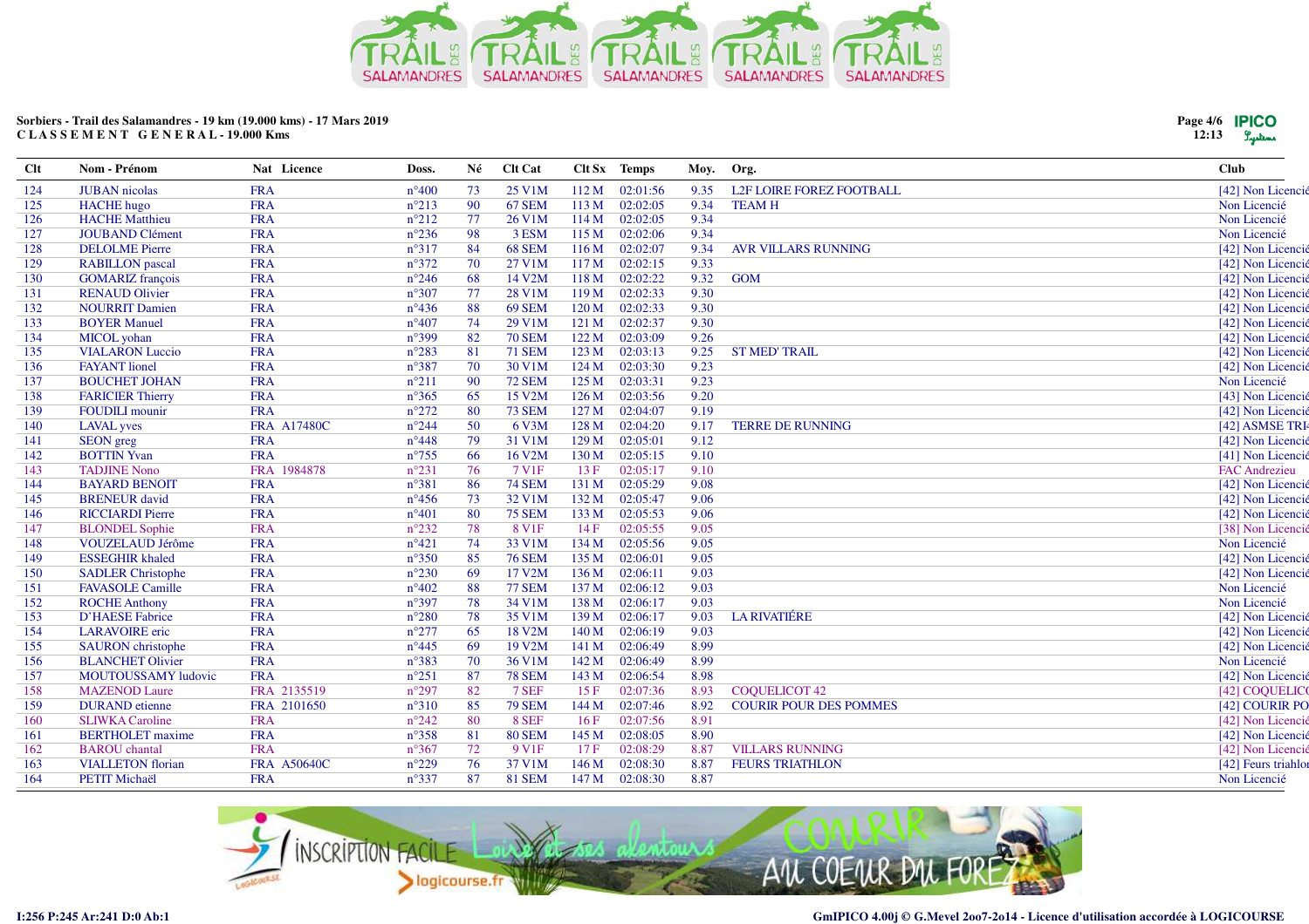Sorbiers - Trail des Salamandres - 19 km (19.000 kms) - 17 Mars 2019

**C L A S S E M E N T   G E N E R A L - 19.000 Kms**

| Clt | Nom - Prénom | Nat | Licence | Doss. | Né | Clt Cat | Clt Sx | Temps | Moy. | Org. | Club |
|---|---|---|---|---|---|---|---|---|---|---|---|
| 124 | JUBAN nicolas | FRA | | n°400 | 73 | 25 V1M | 112 M | 02:01:56 | 9.35 | L2F LOIRE FOREZ FOOTBALL | [42] Non Licencié |
| 125 | HACHE hugo | FRA | | n°213 | 90 | 67 SEM | 113 M | 02:02:05 | 9.34 | TEAM H | Non Licencié |
| 126 | HACHE Matthieu | FRA | | n°212 | 77 | 26 V1M | 114 M | 02:02:05 | 9.34 | | Non Licencié |
| 127 | JOUBAND Clément | FRA | | n°236 | 98 | 3 ESM | 115 M | 02:02:06 | 9.34 | | Non Licencié |
| 128 | DELOLME Pierre | FRA | | n°317 | 84 | 68 SEM | 116 M | 02:02:07 | 9.34 | AVR VILLARS RUNNING | [42] Non Licencié |
| 129 | RABILLON pascal | FRA | | n°372 | 70 | 27 V1M | 117 M | 02:02:15 | 9.33 | | [42] Non Licencié |
| 130 | GOMARIZ françois | FRA | | n°246 | 68 | 14 V2M | 118 M | 02:02:22 | 9.32 | GOM | [42] Non Licencié |
| 131 | RENAUD Olivier | FRA | | n°307 | 77 | 28 V1M | 119 M | 02:02:33 | 9.30 | | [42] Non Licencié |
| 132 | NOURRIT Damien | FRA | | n°436 | 88 | 69 SEM | 120 M | 02:02:33 | 9.30 | | [42] Non Licencié |
| 133 | BOYER Manuel | FRA | | n°407 | 74 | 29 V1M | 121 M | 02:02:37 | 9.30 | | [42] Non Licencié |
| 134 | MICOL yohan | FRA | | n°399 | 82 | 70 SEM | 122 M | 02:03:09 | 9.26 | | [42] Non Licencié |
| 135 | VIALARON Luccio | FRA | | n°283 | 81 | 71 SEM | 123 M | 02:03:13 | 9.25 | ST MED' TRAIL | [42] Non Licencié |
| 136 | FAYANT lionel | FRA | | n°387 | 70 | 30 V1M | 124 M | 02:03:30 | 9.23 | | [42] Non Licencié |
| 137 | BOUCHET JOHAN | FRA | | n°211 | 90 | 72 SEM | 125 M | 02:03:31 | 9.23 | | Non Licencié |
| 138 | FARICIER Thierry | FRA | | n°365 | 65 | 15 V2M | 126 M | 02:03:56 | 9.20 | | [43] Non Licencié |
| 139 | FOUDILI mounir | FRA | | n°272 | 80 | 73 SEM | 127 M | 02:04:07 | 9.19 | | [42] Non Licencié |
| 140 | LAVAL yves | FRA | A17480C | n°244 | 50 | 6 V3M | 128 M | 02:04:20 | 9.17 | TERRE DE RUNNING | [42] ASMSE TRI |
| 141 | SEON greg | FRA | | n°448 | 79 | 31 V1M | 129 M | 02:05:01 | 9.12 | | [42] Non Licencié |
| 142 | BOTTIN Yvan | FRA | | n°755 | 66 | 16 V2M | 130 M | 02:05:15 | 9.10 | | [41] Non Licencié |
| 143 | TADJINE Nono | FRA | 1984878 | n°231 | 76 | 7 V1F | 13 F | 02:05:17 | 9.10 | | FAC Andrezieu |
| 144 | BAYARD BENOIT | FRA | | n°381 | 86 | 74 SEM | 131 M | 02:05:29 | 9.08 | | [42] Non Licencié |
| 145 | BRENEUR david | FRA | | n°456 | 73 | 32 V1M | 132 M | 02:05:47 | 9.06 | | [42] Non Licencié |
| 146 | RICCIARDI Pierre | FRA | | n°401 | 80 | 75 SEM | 133 M | 02:05:53 | 9.06 | | [42] Non Licencié |
| 147 | BLONDEL Sophie | FRA | | n°232 | 78 | 8 V1F | 14 F | 02:05:55 | 9.05 | | [38] Non Licencié |
| 148 | VOUZELAUD Jérôme | FRA | | n°421 | 74 | 33 V1M | 134 M | 02:05:56 | 9.05 | | Non Licencié |
| 149 | ESSEGHIR khaled | FRA | | n°350 | 85 | 76 SEM | 135 M | 02:06:01 | 9.05 | | [42] Non Licencié |
| 150 | SADLER Christophe | FRA | | n°230 | 69 | 17 V2M | 136 M | 02:06:11 | 9.03 | | [42] Non Licencié |
| 151 | FAVASOLE Camille | FRA | | n°402 | 88 | 77 SEM | 137 M | 02:06:12 | 9.03 | | Non Licencié |
| 152 | ROCHE Anthony | FRA | | n°397 | 78 | 34 V1M | 138 M | 02:06:17 | 9.03 | | Non Licencié |
| 153 | D'HAESE Fabrice | FRA | | n°280 | 78 | 35 V1M | 139 M | 02:06:17 | 9.03 | LA RIVATIÉRE | [42] Non Licencié |
| 154 | LARAVOIRE eric | FRA | | n°277 | 65 | 18 V2M | 140 M | 02:06:19 | 9.03 | | [42] Non Licencié |
| 155 | SAURON christophe | FRA | | n°445 | 69 | 19 V2M | 141 M | 02:06:49 | 8.99 | | [42] Non Licencié |
| 156 | BLANCHET Olivier | FRA | | n°383 | 70 | 36 V1M | 142 M | 02:06:49 | 8.99 | | Non Licencié |
| 157 | MOUTOUSSAMY ludovic | FRA | | n°251 | 87 | 78 SEM | 143 M | 02:06:54 | 8.98 | | [42] Non Licencié |
| 158 | MAZENOD Laure | FRA | 2135519 | n°297 | 82 | 7 SEF | 15 F | 02:07:36 | 8.93 | COQUELICOT 42 | [42] COQUELICO |
| 159 | DURAND etienne | FRA | 2101650 | n°310 | 85 | 79 SEM | 144 M | 02:07:46 | 8.92 | COURIR POUR DES POMMES | [42] COURIR PO |
| 160 | SLIWKA Caroline | FRA | | n°242 | 80 | 8 SEF | 16 F | 02:07:56 | 8.91 | | [42] Non Licencié |
| 161 | BERTHOLET maxime | FRA | | n°358 | 81 | 80 SEM | 145 M | 02:08:05 | 8.90 | | [42] Non Licencié |
| 162 | BAROU chantal | FRA | | n°367 | 72 | 9 V1F | 17 F | 02:08:29 | 8.87 | VILLARS RUNNING | [42] Non Licencié |
| 163 | VIALLETON florian | FRA | A50640C | n°229 | 76 | 37 V1M | 146 M | 02:08:30 | 8.87 | FEURS TRIATHLON | [42] Feurs triahlon |
| 164 | PETIT Michaël | FRA | | n°337 | 87 | 81 SEM | 147 M | 02:08:30 | 8.87 | | Non Licencié |

I:256 P:245 Ar:241 D:0 Ab:1

GmIPICO 4.00j © G.Mevel 2oo7-2o14 - Licence d'utilisation accordée à LOGICOURSE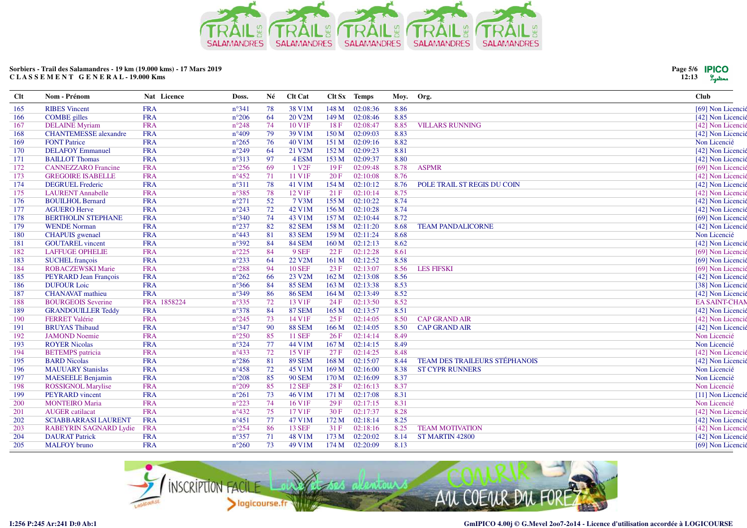Sorbiers - Trail des Salamandres - 19 km (19.000 kms) - 17 Mars 2019
C L A S S E M E N T   G E N E R A L - 19.000 Kms

| Clt | Nom - Prénom | Nat | Licence | Doss. | Né | Clt Cat | Clt Sx | Temps | Moy. | Org. | Club |
|---|---|---|---|---|---|---|---|---|---|---|---|
| 165 | RIBES Vincent | FRA | | n°341 | 78 | 38 V1M | 148 M | 02:08:36 | 8.86 | | [69] Non Licencié |
| 166 | COMBE gilles | FRA | | n°206 | 64 | 20 V2M | 149 M | 02:08:46 | 8.85 | | [42] Non Licencié |
| 167 | DELAINE Myriam | FRA | | n°248 | 74 | 10 V1F | 18 F | 02:08:47 | 8.85 | VILLARS RUNNING | [42] Non Licencié |
| 168 | CHANTEMESSE alexandre | FRA | | n°409 | 79 | 39 V1M | 150 M | 02:09:03 | 8.83 | | [42] Non Licencié |
| 169 | FONT Patrice | FRA | | n°265 | 76 | 40 V1M | 151 M | 02:09:16 | 8.82 | | Non Licencié |
| 170 | DELAFOY Emmanuel | FRA | | n°249 | 64 | 21 V2M | 152 M | 02:09:23 | 8.81 | | [42] Non Licencié |
| 171 | BAILLOT Thomas | FRA | | n°313 | 97 | 4 ESM | 153 M | 02:09:37 | 8.80 | | [42] Non Licencié |
| 172 | CANNEZZARO Francine | FRA | | n°256 | 69 | 1 V2F | 19 F | 02:09:48 | 8.78 | ASPMR | [69] Non Licencié |
| 173 | GREGOIRE ISABELLE | FRA | | n°452 | 71 | 11 V1F | 20 F | 02:10:08 | 8.76 | | [42] Non Licencié |
| 174 | DEGRUEL Frederic | FRA | | n°311 | 78 | 41 V1M | 154 M | 02:10:12 | 8.76 | POLE TRAIL ST REGIS DU COIN | [42] Non Licencié |
| 175 | LAURENT Annabelle | FRA | | n°385 | 78 | 12 V1F | 21 F | 02:10:14 | 8.75 | | [42] Non Licencié |
| 176 | BOUILHOL Bernard | FRA | | n°271 | 52 | 7 V3M | 155 M | 02:10:22 | 8.74 | | [42] Non Licencié |
| 177 | AGUERO Herve | FRA | | n°243 | 72 | 42 V1M | 156 M | 02:10:28 | 8.74 | | [42] Non Licencié |
| 178 | BERTHOLIN STEPHANE | FRA | | n°340 | 74 | 43 V1M | 157 M | 02:10:44 | 8.72 | | [69] Non Licencié |
| 179 | WENDE Norman | FRA | | n°237 | 82 | 82 SEM | 158 M | 02:11:20 | 8.68 | TEAM PANDALICORNE | [42] Non Licencié |
| 180 | CHAPUIS gwenael | FRA | | n°443 | 81 | 83 SEM | 159 M | 02:11:24 | 8.68 | | Non Licencié |
| 181 | GOUTAREL vincent | FRA | | n°392 | 84 | 84 SEM | 160 M | 02:12:13 | 8.62 | | [42] Non Licencié |
| 182 | LAFFUGE OPHELIE | FRA | | n°225 | 84 | 9 SEF | 22 F | 02:12:28 | 8.61 | | [69] Non Licencié |
| 183 | SUCHEL françois | FRA | | n°233 | 64 | 22 V2M | 161 M | 02:12:52 | 8.58 | | [69] Non Licencié |
| 184 | ROBACZEWSKI Marie | FRA | | n°288 | 94 | 10 SEF | 23 F | 02:13:07 | 8.56 | LES FIFSKI | [69] Non Licencié |
| 185 | PEYRARD Jean François | FRA | | n°262 | 66 | 23 V2M | 162 M | 02:13:08 | 8.56 | | [42] Non Licencié |
| 186 | DUFOUR Loic | FRA | | n°366 | 84 | 85 SEM | 163 M | 02:13:38 | 8.53 | | [38] Non Licencié |
| 187 | CHANAVAT mathieu | FRA | | n°349 | 86 | 86 SEM | 164 M | 02:13:49 | 8.52 | | [42] Non Licencié |
| 188 | BOURGEOIS Severine | FRA | 1858224 | n°335 | 72 | 13 V1F | 24 F | 02:13:50 | 8.52 | | EA SAINT-CHAM |
| 189 | GRANDOUILLER Teddy | FRA | | n°378 | 84 | 87 SEM | 165 M | 02:13:57 | 8.51 | | [42] Non Licencié |
| 190 | FERRET Valérie | FRA | | n°245 | 73 | 14 V1F | 25 F | 02:14:05 | 8.50 | CAP GRAND AIR | [42] Non Licencié |
| 191 | BRUYAS Thibaud | FRA | | n°347 | 90 | 88 SEM | 166 M | 02:14:05 | 8.50 | CAP GRAND AIR | [42] Non Licencié |
| 192 | JAMOND Noemie | FRA | | n°250 | 85 | 11 SEF | 26 F | 02:14:14 | 8.49 | | Non Licencié |
| 193 | ROYER Nicolas | FRA | | n°324 | 77 | 44 V1M | 167 M | 02:14:15 | 8.49 | | Non Licencié |
| 194 | BETEMPS patricia | FRA | | n°433 | 72 | 15 V1F | 27 F | 02:14:25 | 8.48 | | [42] Non Licencié |
| 195 | BARD Nicolas | FRA | | n°286 | 81 | 89 SEM | 168 M | 02:15:07 | 8.44 | TEAM DES TRAILEURS STÉPHANOIS | [42] Non Licencié |
| 196 | MAUUARY Stanislas | FRA | | n°458 | 72 | 45 V1M | 169 M | 02:16:00 | 8.38 | ST CYPR RUNNERS | Non Licencié |
| 197 | MAESEELE Benjamin | FRA | | n°208 | 85 | 90 SEM | 170 M | 02:16:09 | 8.37 | | Non Licencié |
| 198 | ROSSIGNOL Marylise | FRA | | n°209 | 85 | 12 SEF | 28 F | 02:16:13 | 8.37 | | Non Licencié |
| 199 | PEYRARD vincent | FRA | | n°261 | 73 | 46 V1M | 171 M | 02:17:08 | 8.31 | | [11] Non Licencié |
| 200 | MONTEIRO Maria | FRA | | n°223 | 74 | 16 V1F | 29 F | 02:17:15 | 8.31 | | Non Licencié |
| 201 | AUGER catilacat | FRA | | n°432 | 75 | 17 V1F | 30 F | 02:17:37 | 8.28 | | [42] Non Licencié |
| 202 | SCIABBARRASI LAURENT | FRA | | n°451 | 77 | 47 V1M | 172 M | 02:18:14 | 8.25 | | [42] Non Licencié |
| 203 | RABEYRIN SAGNARD Lydie | FRA | | n°254 | 86 | 13 SEF | 31 F | 02:18:16 | 8.25 | TEAM MOTIVATION | [42] Non Licencié |
| 204 | DAURAT Patrick | FRA | | n°357 | 71 | 48 V1M | 173 M | 02:20:02 | 8.14 | ST MARTIN 42800 | [42] Non Licencié |
| 205 | MALFOY bruno | FRA | | n°260 | 73 | 49 V1M | 174 M | 02:20:09 | 8.13 | | [69] Non Licencié |

I:256 P:245 Ar:241 D:0 Ab:1

GmIPICO 4.00j © G.Mevel 2oo7-2o14 - Licence d'utilisation accordée à LOGICOURSE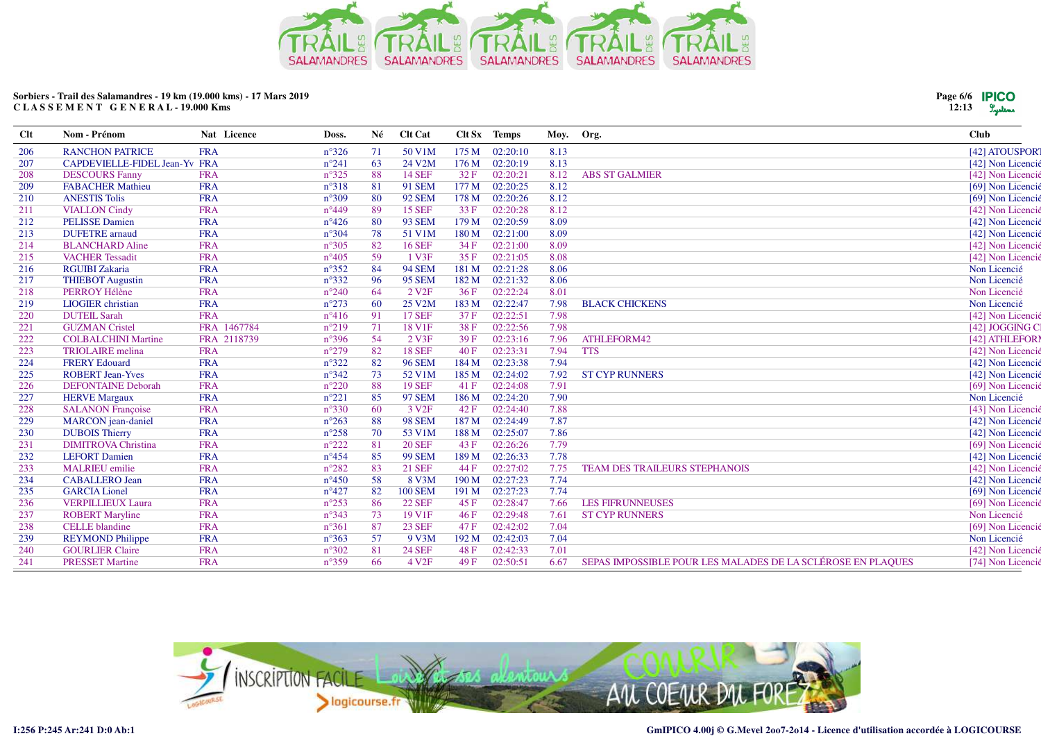Sorbiers - Trail des Salamandres - 19 km (19.000 kms) - 17 Mars 2019

CLASSEMENT GENERAL - 19.000 Kms

| Clt | Nom - Prénom | Nat | Licence | Doss. | Né | Clt Cat | Clt Sx | Temps | Moy. | Org. | Club |
|---|---|---|---|---|---|---|---|---|---|---|---|
| 206 | RANCHON PATRICE | FRA | | n°326 | 71 | 50 V1M | 175 M | 02:20:10 | 8.13 | | [42] ATOUSPORT |
| 207 | CAPDEVIELLE-FIDEL Jean-Yv | FRA | | n°241 | 63 | 24 V2M | 176 M | 02:20:19 | 8.13 | | [42] Non Licencié |
| 208 | DESCOURS Fanny | FRA | | n°325 | 88 | 14 SEF | 32 F | 02:20:21 | 8.12 | ABS ST GALMIER | [42] Non Licencié |
| 209 | FABACHER Mathieu | FRA | | n°318 | 81 | 91 SEM | 177 M | 02:20:25 | 8.12 | | [69] Non Licencié |
| 210 | ANESTIS Tolis | FRA | | n°309 | 80 | 92 SEM | 178 M | 02:20:26 | 8.12 | | [69] Non Licencié |
| 211 | VIALLON Cindy | FRA | | n°449 | 89 | 15 SEF | 33 F | 02:20:28 | 8.12 | | [42] Non Licencié |
| 212 | PELISSE Damien | FRA | | n°426 | 80 | 93 SEM | 179 M | 02:20:59 | 8.09 | | [42] Non Licencié |
| 213 | DUFETRE arnaud | FRA | | n°304 | 78 | 51 V1M | 180 M | 02:21:00 | 8.09 | | [42] Non Licencié |
| 214 | BLANCHARD Aline | FRA | | n°305 | 82 | 16 SEF | 34 F | 02:21:00 | 8.09 | | [42] Non Licencié |
| 215 | VACHER Tessadit | FRA | | n°405 | 59 | 1 V3F | 35 F | 02:21:05 | 8.08 | | [42] Non Licencié |
| 216 | RGUIBI Zakaria | FRA | | n°352 | 84 | 94 SEM | 181 M | 02:21:28 | 8.06 | | Non Licencié |
| 217 | THIEBOT Augustin | FRA | | n°332 | 96 | 95 SEM | 182 M | 02:21:32 | 8.06 | | Non Licencié |
| 218 | PERROY Hélène | FRA | | n°240 | 64 | 2 V2F | 36 F | 02:22:24 | 8.01 | | Non Licencié |
| 219 | LIOGIER christian | FRA | | n°273 | 60 | 25 V2M | 183 M | 02:22:47 | 7.98 | BLACK CHICKENS | Non Licencié |
| 220 | DUTEIL Sarah | FRA | | n°416 | 91 | 17 SEF | 37 F | 02:22:51 | 7.98 | | [42] Non Licencié |
| 221 | GUZMAN Cristel | FRA | 1467784 | n°219 | 71 | 18 V1F | 38 F | 02:22:56 | 7.98 | | [42] JOGGING C |
| 222 | COLBALCHINI Martine | FRA | 2118739 | n°396 | 54 | 2 V3F | 39 F | 02:23:16 | 7.96 | ATHLEFORM42 | [42] ATHLEFOR |
| 223 | TRIOLAIRE melina | FRA | | n°279 | 82 | 18 SEF | 40 F | 02:23:31 | 7.94 | TTS | [42] Non Licencié |
| 224 | FRERY Edouard | FRA | | n°322 | 82 | 96 SEM | 184 M | 02:23:38 | 7.94 | | [42] Non Licencié |
| 225 | ROBERT Jean-Yves | FRA | | n°342 | 73 | 52 V1M | 185 M | 02:24:02 | 7.92 | ST CYP RUNNERS | [42] Non Licencié |
| 226 | DEFONTAINE Deborah | FRA | | n°220 | 88 | 19 SEF | 41 F | 02:24:08 | 7.91 | | [69] Non Licencié |
| 227 | HERVE Margaux | FRA | | n°221 | 85 | 97 SEM | 186 M | 02:24:20 | 7.90 | | Non Licencié |
| 228 | SALANON Françoise | FRA | | n°330 | 60 | 3 V2F | 42 F | 02:24:40 | 7.88 | | [43] Non Licencié |
| 229 | MARCON jean-daniel | FRA | | n°263 | 88 | 98 SEM | 187 M | 02:24:49 | 7.87 | | [42] Non Licencié |
| 230 | DUBOIS Thierry | FRA | | n°258 | 70 | 53 V1M | 188 M | 02:25:07 | 7.86 | | [42] Non Licencié |
| 231 | DIMITROVA Christina | FRA | | n°222 | 81 | 20 SEF | 43 F | 02:26:26 | 7.79 | | [69] Non Licencié |
| 232 | LEFORT Damien | FRA | | n°454 | 85 | 99 SEM | 189 M | 02:26:33 | 7.78 | | [42] Non Licencié |
| 233 | MALRIEU emilie | FRA | | n°282 | 83 | 21 SEF | 44 F | 02:27:02 | 7.75 | TEAM DES TRAILEURS STEPHANOIS | [42] Non Licencié |
| 234 | CABALLERO Jean | FRA | | n°450 | 58 | 8 V3M | 190 M | 02:27:23 | 7.74 | | [42] Non Licencié |
| 235 | GARCIA Lionel | FRA | | n°427 | 82 | 100 SEM | 191 M | 02:27:23 | 7.74 | | [69] Non Licencié |
| 236 | VERPILLIEUX Laura | FRA | | n°253 | 86 | 22 SEF | 45 F | 02:28:47 | 7.66 | LES FIFRUNNEUSES | [69] Non Licencié |
| 237 | ROBERT Maryline | FRA | | n°343 | 73 | 19 V1F | 46 F | 02:29:48 | 7.61 | ST CYP RUNNERS | Non Licencié |
| 238 | CELLE blandine | FRA | | n°361 | 87 | 23 SEF | 47 F | 02:42:02 | 7.04 | | [69] Non Licencié |
| 239 | REYMOND Philippe | FRA | | n°363 | 57 | 9 V3M | 192 M | 02:42:03 | 7.04 | | Non Licencié |
| 240 | GOURLIER Claire | FRA | | n°302 | 81 | 24 SEF | 48 F | 02:42:33 | 7.01 | | [42] Non Licencié |
| 241 | PRESSET Martine | FRA | | n°359 | 66 | 4 V2F | 49 F | 02:50:51 | 6.67 | SEPAS IMPOSSIBLE POUR LES MALADES DE LA SCLÉROSE EN PLAQUES | [74] Non Licencié |

I:256 P:245 Ar:241 D:0 Ab:1

GmIPICO 4.00j © G.Mevel 2o07-2o14 - Licence d'utilisation accordée à LOGICOURSE